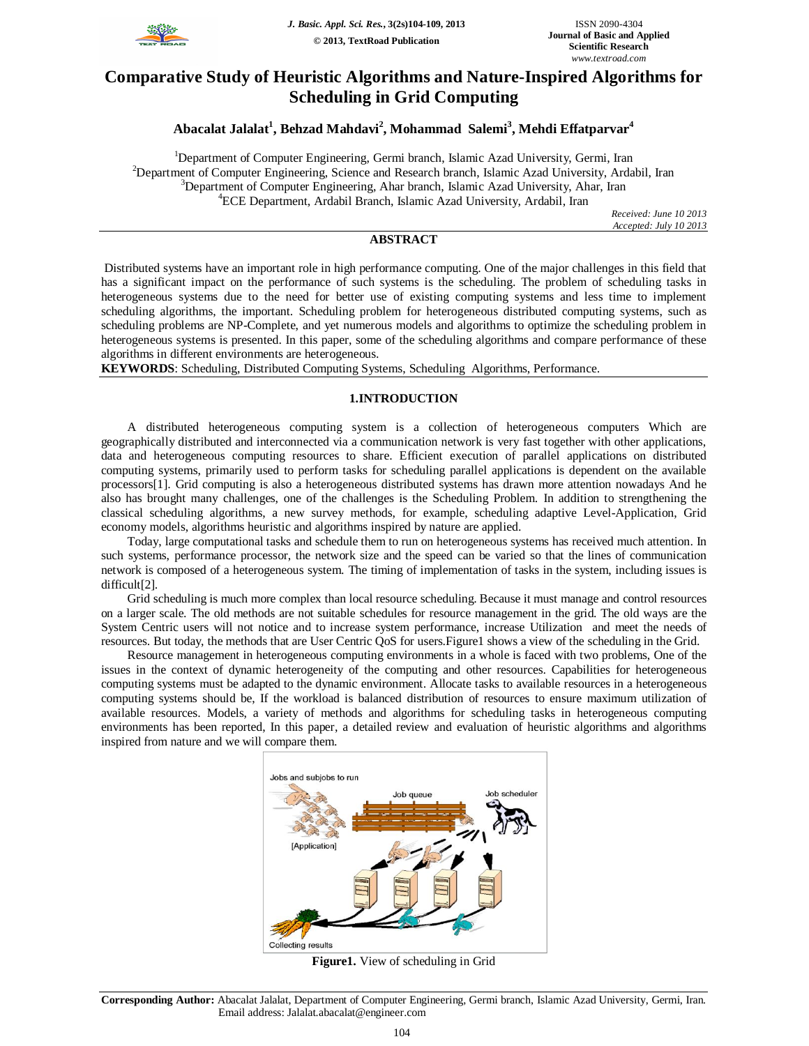# Comparative Study of Heuristic Algorithms and Nature-Inspired Algorithms for Scheduling in Grid Computing

**Abacalat Jalalat[1], Behzad Mahdavi[2], Mohammad Salemi[3], Mehdi Effatparvar[4]**

[1]Department of Computer Engineering, Germi branch, Islamic Azad University, Germi, Iran
[2]Department of Computer Engineering, Science and Research branch, Islamic Azad University, Ardabil, Iran
[3]Department of Computer Engineering, Ahar branch, Islamic Azad University, Ahar, Iran
[4]ECE Department, Ardabil Branch, Islamic Azad University, Ardabil, Iran

*Received: June 10 2013*
*Accepted: July 10 2013*

## ABSTRACT

Distributed systems have an important role in high performance computing. One of the major challenges in this field that has a significant impact on the performance of such systems is the scheduling. The problem of scheduling tasks in heterogeneous systems due to the need for better use of existing computing systems and less time to implement scheduling algorithms, the important. Scheduling problem for heterogeneous distributed computing systems, such as scheduling problems are NP-Complete, and yet numerous models and algorithms to optimize the scheduling problem in heterogeneous systems is presented. In this paper, some of the scheduling algorithms and compare performance of these algorithms in different environments are heterogeneous.

**KEYWORDS**: Scheduling, Distributed Computing Systems, Scheduling Algorithms, Performance.

## 1.INTRODUCTION

A distributed heterogeneous computing system is a collection of heterogeneous computers Which are geographically distributed and interconnected via a communication network is very fast together with other applications, data and heterogeneous computing resources to share. Efficient execution of parallel applications on distributed computing systems, primarily used to perform tasks for scheduling parallel applications is dependent on the available processors[1]. Grid computing is also a heterogeneous distributed systems has drawn more attention nowadays And he also has brought many challenges, one of the challenges is the Scheduling Problem. In addition to strengthening the classical scheduling algorithms, a new survey methods, for example, scheduling adaptive Level-Application, Grid economy models, algorithms heuristic and algorithms inspired by nature are applied.

Today, large computational tasks and schedule them to run on heterogeneous systems has received much attention. In such systems, performance processor, the network size and the speed can be varied so that the lines of communication network is composed of a heterogeneous system. The timing of implementation of tasks in the system, including issues is difficult[2].

Grid scheduling is much more complex than local resource scheduling. Because it must manage and control resources on a larger scale. The old methods are not suitable schedules for resource management in the grid. The old ways are the System Centric users will not notice and to increase system performance, increase Utilization and meet the needs of resources. But today, the methods that are User Centric QoS for users.Figure1 shows a view of the scheduling in the Grid.

Resource management in heterogeneous computing environments in a whole is faced with two problems, One of the issues in the context of dynamic heterogeneity of the computing and other resources. Capabilities for heterogeneous computing systems must be adapted to the dynamic environment. Allocate tasks to available resources in a heterogeneous computing systems should be, If the workload is balanced distribution of resources to ensure maximum utilization of available resources. Models, a variety of methods and algorithms for scheduling tasks in heterogeneous computing environments has been reported, In this paper, a detailed review and evaluation of heuristic algorithms and algorithms inspired from nature and we will compare them.

**Figure1.** View of scheduling in Grid

**Corresponding Author:** Abacalat Jalalat, Department of Computer Engineering, Germi branch, Islamic Azad University, Germi, Iran. Email address: Jalalat.abacalat@engineer.com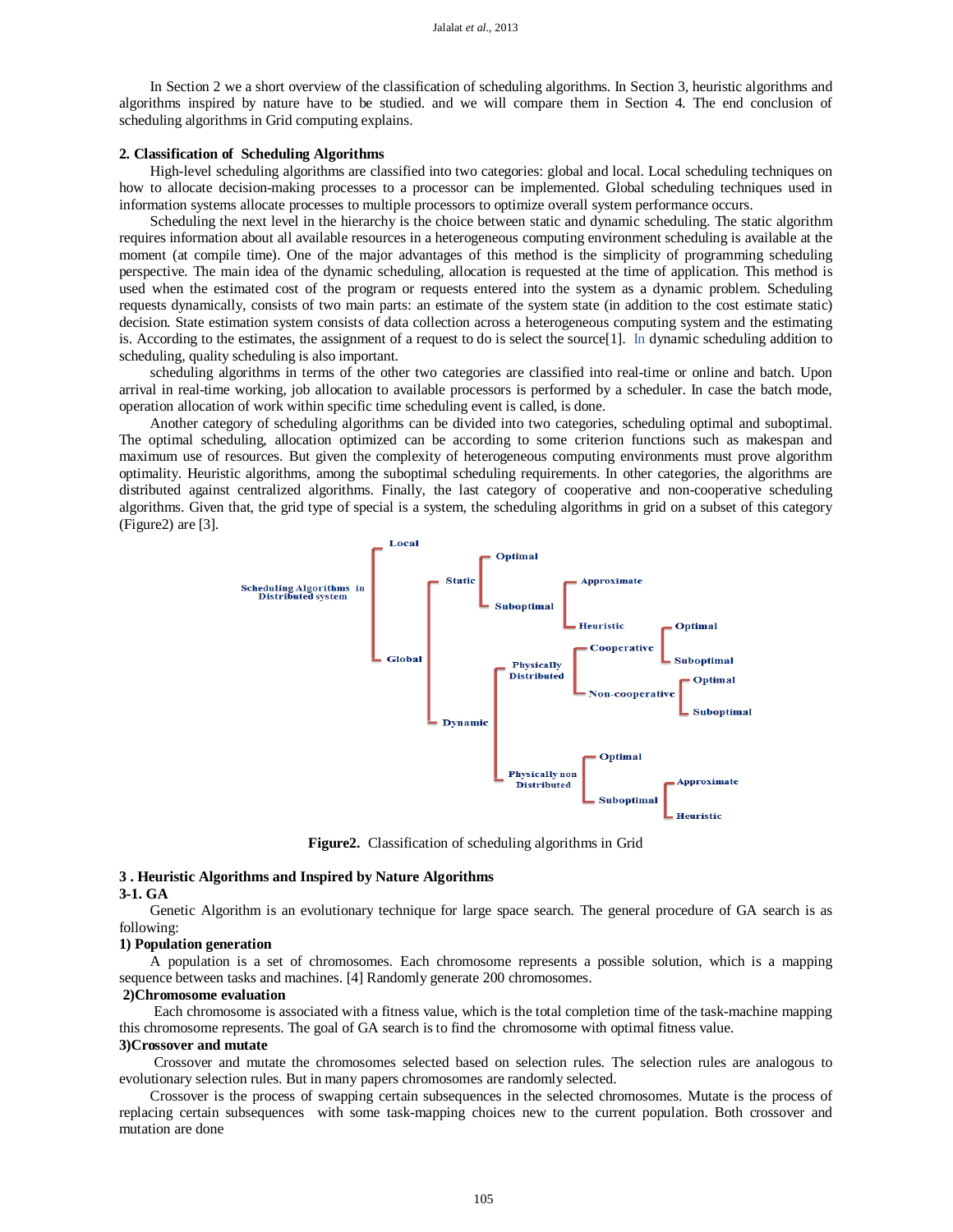In Section 2 we a short overview of the classification of scheduling algorithms. In Section 3, heuristic algorithms and algorithms inspired by nature have to be studied. and we will compare them in Section 4. The end conclusion of scheduling algorithms in Grid computing explains.

## 2. Classification of Scheduling Algorithms

High-level scheduling algorithms are classified into two categories: global and local. Local scheduling techniques on how to allocate decision-making processes to a processor can be implemented. Global scheduling techniques used in information systems allocate processes to multiple processors to optimize overall system performance occurs.

Scheduling the next level in the hierarchy is the choice between static and dynamic scheduling. The static algorithm requires information about all available resources in a heterogeneous computing environment scheduling is available at the moment (at compile time). One of the major advantages of this method is the simplicity of programming scheduling perspective. The main idea of the dynamic scheduling, allocation is requested at the time of application. This method is used when the estimated cost of the program or requests entered into the system as a dynamic problem. Scheduling requests dynamically, consists of two main parts: an estimate of the system state (in addition to the cost estimate static) decision. State estimation system consists of data collection across a heterogeneous computing system and the estimating is. According to the estimates, the assignment of a request to do is select the source[1]. In dynamic scheduling addition to scheduling, quality scheduling is also important.

scheduling algorithms in terms of the other two categories are classified into real-time or online and batch. Upon arrival in real-time working, job allocation to available processors is performed by a scheduler. In case the batch mode, operation allocation of work within specific time scheduling event is called, is done.

Another category of scheduling algorithms can be divided into two categories, scheduling optimal and suboptimal. The optimal scheduling, allocation optimized can be according to some criterion functions such as makespan and maximum use of resources. But given the complexity of heterogeneous computing environments must prove algorithm optimality. Heuristic algorithms, among the suboptimal scheduling requirements. In other categories, the algorithms are distributed against centralized algorithms. Finally, the last category of cooperative and non-cooperative scheduling algorithms. Given that, the grid type of special is a system, the scheduling algorithms in grid on a subset of this category (Figure2) are [3].

**Figure2.** Classification of scheduling algorithms in Grid

## 3 . Heuristic Algorithms and Inspired by Nature Algorithms

### 3-1. GA

Genetic Algorithm is an evolutionary technique for large space search. The general procedure of GA search is as following:

**1) Population generation**

A population is a set of chromosomes. Each chromosome represents a possible solution, which is a mapping sequence between tasks and machines. [4] Randomly generate 200 chromosomes.

**2)Chromosome evaluation**

Each chromosome is associated with a fitness value, which is the total completion time of the task-machine mapping this chromosome represents. The goal of GA search is to find the chromosome with optimal fitness value.

**3)Crossover and mutate**

Crossover and mutate the chromosomes selected based on selection rules. The selection rules are analogous to evolutionary selection rules. But in many papers chromosomes are randomly selected.

Crossover is the process of swapping certain subsequences in the selected chromosomes. Mutate is the process of replacing certain subsequences with some task-mapping choices new to the current population. Both crossover and mutation are done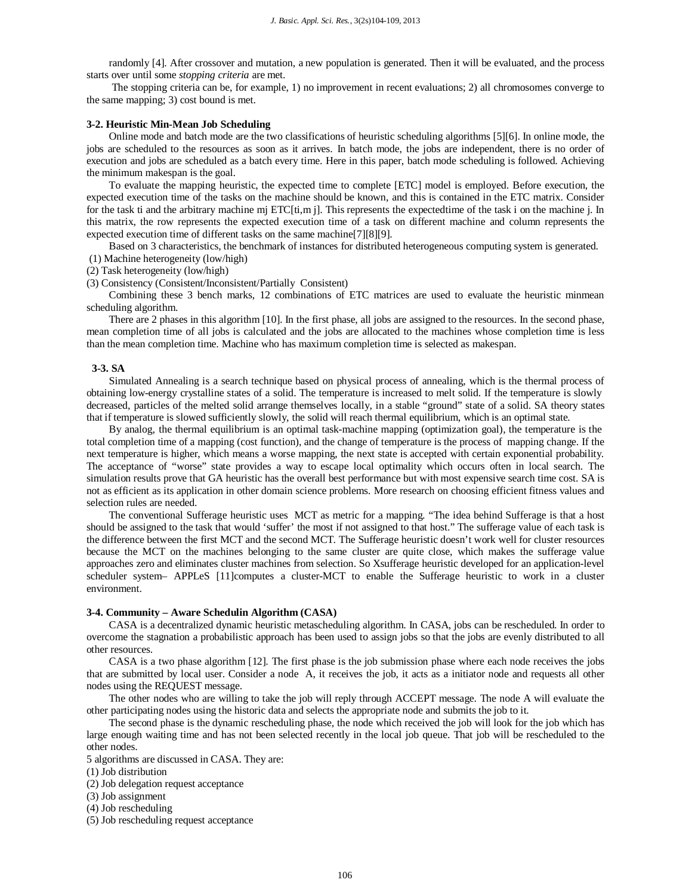randomly [4]. After crossover and mutation, a new population is generated. Then it will be evaluated, and the process starts over until some *stopping criteria* are met.

The stopping criteria can be, for example, 1) no improvement in recent evaluations; 2) all chromosomes converge to the same mapping; 3) cost bound is met.

### 3-2. Heuristic Min-Mean Job Scheduling

Online mode and batch mode are the two classifications of heuristic scheduling algorithms [5][6]. In online mode, the jobs are scheduled to the resources as soon as it arrives. In batch mode, the jobs are independent, there is no order of execution and jobs are scheduled as a batch every time. Here in this paper, batch mode scheduling is followed. Achieving the minimum makespan is the goal.

To evaluate the mapping heuristic, the expected time to complete [ETC] model is employed. Before execution, the expected execution time of the tasks on the machine should be known, and this is contained in the ETC matrix. Consider for the task ti and the arbitrary machine mj ETC[ti,m j]. This represents the expectedtime of the task i on the machine j. In this matrix, the row represents the expected execution time of a task on different machine and column represents the expected execution time of different tasks on the same machine[7][8][9].

Based on 3 characteristics, the benchmark of instances for distributed heterogeneous computing system is generated.

(1) Machine heterogeneity (low/high)

(2) Task heterogeneity (low/high)

(3) Consistency (Consistent/Inconsistent/Partially Consistent)

Combining these 3 bench marks, 12 combinations of ETC matrices are used to evaluate the heuristic minmean scheduling algorithm.

There are 2 phases in this algorithm [10]. In the first phase, all jobs are assigned to the resources. In the second phase, mean completion time of all jobs is calculated and the jobs are allocated to the machines whose completion time is less than the mean completion time. Machine who has maximum completion time is selected as makespan.

### 3-3. SA

Simulated Annealing is a search technique based on physical process of annealing, which is the thermal process of obtaining low-energy crystalline states of a solid. The temperature is increased to melt solid. If the temperature is slowly decreased, particles of the melted solid arrange themselves locally, in a stable "ground" state of a solid. SA theory states that if temperature is slowed sufficiently slowly, the solid will reach thermal equilibrium, which is an optimal state.

By analog, the thermal equilibrium is an optimal task-machine mapping (optimization goal), the temperature is the total completion time of a mapping (cost function), and the change of temperature is the process of mapping change. If the next temperature is higher, which means a worse mapping, the next state is accepted with certain exponential probability. The acceptance of "worse" state provides a way to escape local optimality which occurs often in local search. The simulation results prove that GA heuristic has the overall best performance but with most expensive search time cost. SA is not as efficient as its application in other domain science problems. More research on choosing efficient fitness values and selection rules are needed.

The conventional Sufferage heuristic uses MCT as metric for a mapping. "The idea behind Sufferage is that a host should be assigned to the task that would 'suffer' the most if not assigned to that host." The sufferage value of each task is the difference between the first MCT and the second MCT. The Sufferage heuristic doesn't work well for cluster resources because the MCT on the machines belonging to the same cluster are quite close, which makes the sufferage value approaches zero and eliminates cluster machines from selection. So Xsufferage heuristic developed for an application-level scheduler system– APPLeS [11]computes a cluster-MCT to enable the Sufferage heuristic to work in a cluster environment.

### 3-4. Community – Aware Schedulin Algorithm (CASA)

CASA is a decentralized dynamic heuristic metascheduling algorithm. In CASA, jobs can be rescheduled. In order to overcome the stagnation a probabilistic approach has been used to assign jobs so that the jobs are evenly distributed to all other resources.

CASA is a two phase algorithm [12]. The first phase is the job submission phase where each node receives the jobs that are submitted by local user. Consider a node A, it receives the job, it acts as a initiator node and requests all other nodes using the REQUEST message.

The other nodes who are willing to take the job will reply through ACCEPT message. The node A will evaluate the other participating nodes using the historic data and selects the appropriate node and submits the job to it.

The second phase is the dynamic rescheduling phase, the node which received the job will look for the job which has large enough waiting time and has not been selected recently in the local job queue. That job will be rescheduled to the other nodes.

5 algorithms are discussed in CASA. They are:

(1) Job distribution

(2) Job delegation request acceptance

(3) Job assignment

(4) Job rescheduling

(5) Job rescheduling request acceptance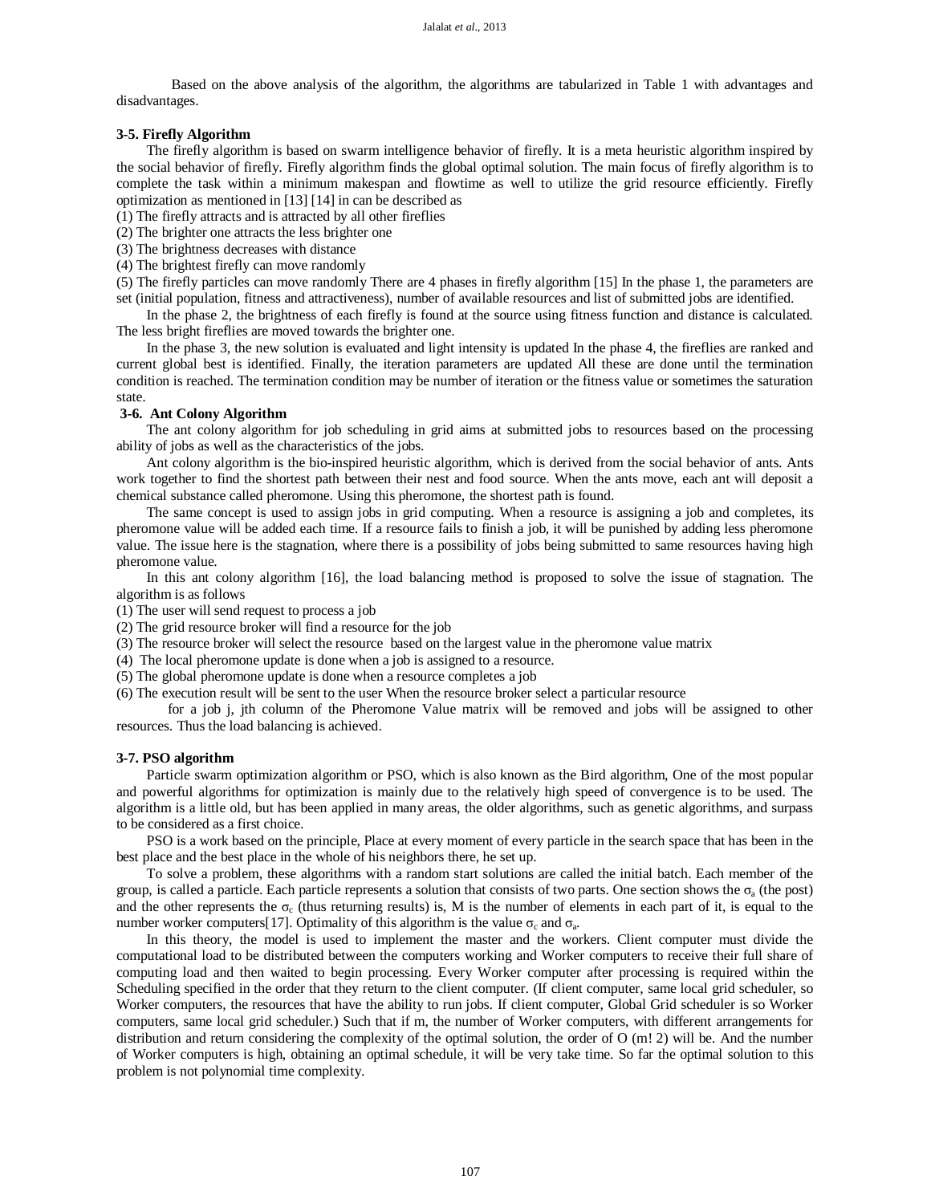Based on the above analysis of the algorithm, the algorithms are tabularized in Table 1 with advantages and disadvantages.

### 3-5. Firefly Algorithm

The firefly algorithm is based on swarm intelligence behavior of firefly. It is a meta heuristic algorithm inspired by the social behavior of firefly. Firefly algorithm finds the global optimal solution. The main focus of firefly algorithm is to complete the task within a minimum makespan and flowtime as well to utilize the grid resource efficiently. Firefly optimization as mentioned in [13] [14] in can be described as

(1) The firefly attracts and is attracted by all other fireflies

(2) The brighter one attracts the less brighter one

(3) The brightness decreases with distance

(4) The brightest firefly can move randomly

(5) The firefly particles can move randomly There are 4 phases in firefly algorithm [15] In the phase 1, the parameters are set (initial population, fitness and attractiveness), number of available resources and list of submitted jobs are identified.

In the phase 2, the brightness of each firefly is found at the source using fitness function and distance is calculated. The less bright fireflies are moved towards the brighter one.

In the phase 3, the new solution is evaluated and light intensity is updated In the phase 4, the fireflies are ranked and current global best is identified. Finally, the iteration parameters are updated All these are done until the termination condition is reached. The termination condition may be number of iteration or the fitness value or sometimes the saturation state.

### 3-6. Ant Colony Algorithm

The ant colony algorithm for job scheduling in grid aims at submitted jobs to resources based on the processing ability of jobs as well as the characteristics of the jobs.

Ant colony algorithm is the bio-inspired heuristic algorithm, which is derived from the social behavior of ants. Ants work together to find the shortest path between their nest and food source. When the ants move, each ant will deposit a chemical substance called pheromone. Using this pheromone, the shortest path is found.

The same concept is used to assign jobs in grid computing. When a resource is assigning a job and completes, its pheromone value will be added each time. If a resource fails to finish a job, it will be punished by adding less pheromone value. The issue here is the stagnation, where there is a possibility of jobs being submitted to same resources having high pheromone value.

In this ant colony algorithm [16], the load balancing method is proposed to solve the issue of stagnation. The algorithm is as follows

(1) The user will send request to process a job

(2) The grid resource broker will find a resource for the job

(3) The resource broker will select the resource based on the largest value in the pheromone value matrix

(4) The local pheromone update is done when a job is assigned to a resource.

(5) The global pheromone update is done when a resource completes a job

(6) The execution result will be sent to the user When the resource broker select a particular resource

for a job j, jth column of the Pheromone Value matrix will be removed and jobs will be assigned to other resources. Thus the load balancing is achieved.

### 3-7. PSO algorithm

Particle swarm optimization algorithm or PSO, which is also known as the Bird algorithm, One of the most popular and powerful algorithms for optimization is mainly due to the relatively high speed of convergence is to be used. The algorithm is a little old, but has been applied in many areas, the older algorithms, such as genetic algorithms, and surpass to be considered as a first choice.

PSO is a work based on the principle, Place at every moment of every particle in the search space that has been in the best place and the best place in the whole of his neighbors there, he set up.

To solve a problem, these algorithms with a random start solutions are called the initial batch. Each member of the group, is called a particle. Each particle represents a solution that consists of two parts. One section shows the $\sigma_a$ (the post) and the other represents the $\sigma_c$ (thus returning results) is, M is the number of elements in each part of it, is equal to the number worker computers[17]. Optimality of this algorithm is the value $\sigma_c$ and $\sigma_a$.

In this theory, the model is used to implement the master and the workers. Client computer must divide the computational load to be distributed between the computers working and Worker computers to receive their full share of computing load and then waited to begin processing. Every Worker computer after processing is required within the Scheduling specified in the order that they return to the client computer. (If client computer, same local grid scheduler, so Worker computers, the resources that have the ability to run jobs. If client computer, Global Grid scheduler is so Worker computers, same local grid scheduler.) Such that if m, the number of Worker computers, with different arrangements for distribution and return considering the complexity of the optimal solution, the order of O (m! 2) will be. And the number of Worker computers is high, obtaining an optimal schedule, it will be very take time. So far the optimal solution to this problem is not polynomial time complexity.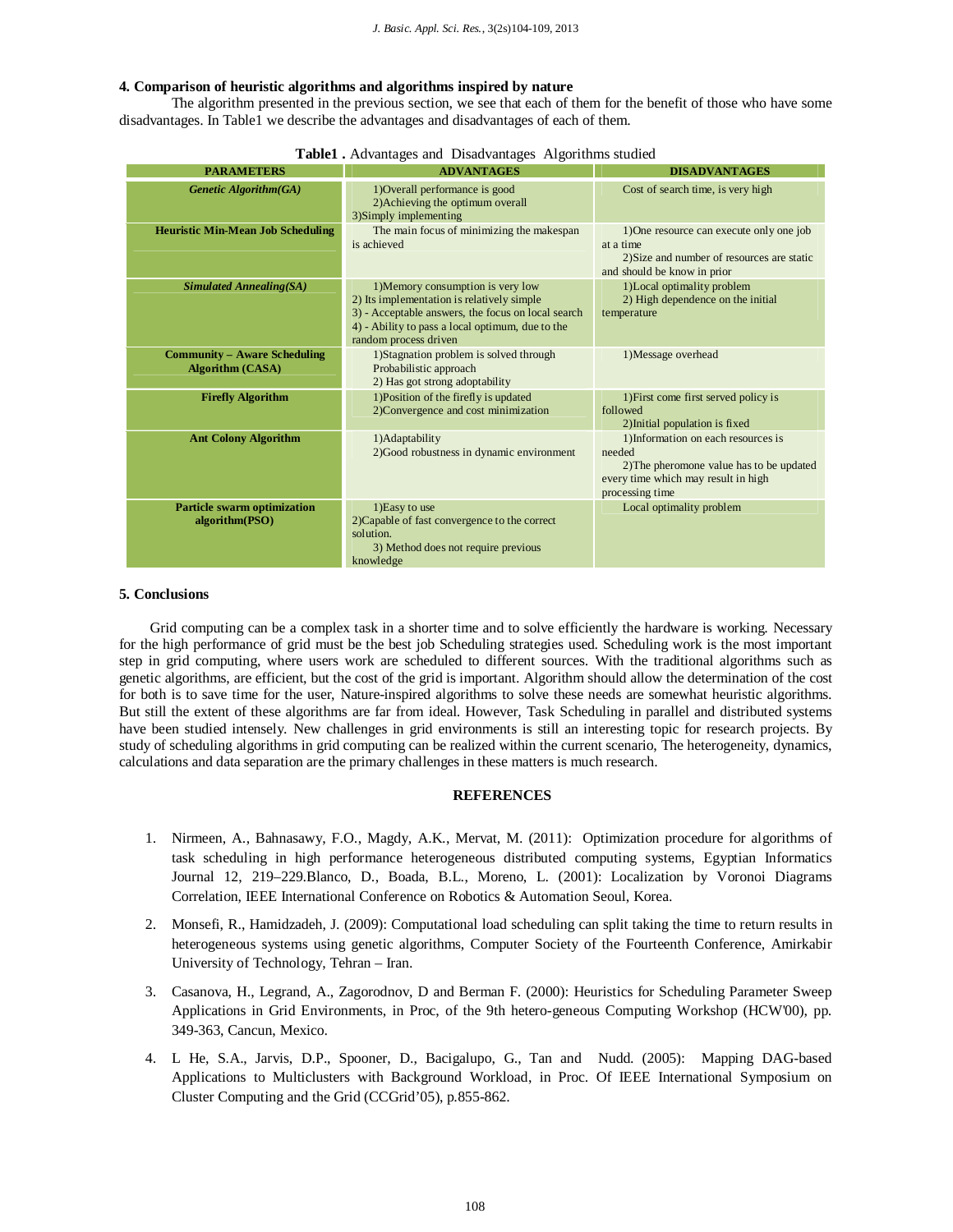## 4. Comparison of heuristic algorithms and algorithms inspired by nature

The algorithm presented in the previous section, we see that each of them for the benefit of those who have some disadvantages. In Table1 we describe the advantages and disadvantages of each of them.

**Table1 .** Advantages and Disadvantages Algorithms studied

| PARAMETERS | ADVANTAGES | DISADVANTAGES |
|---|---|---|
| ***Genetic Algorithm(GA)*** | 1)Overall performance is good<br>2)Achieving the optimum overall<br>3)Simply implementing | Cost of search time, is very high |
| **Heuristic Min-Mean Job Scheduling** | The main focus of minimizing the makespan is achieved | 1)One resource can execute only one job at a time<br>2)Size and number of resources are static and should be know in prior |
| ***Simulated Annealing(SA)*** | 1)Memory consumption is very low<br>2) Its implementation is relatively simple<br>3) - Acceptable answers, the focus on local search<br>4) - Ability to pass a local optimum, due to the random process driven | 1)Local optimality problem<br>2) High dependence on the initial temperature |
| **Community – Aware Scheduling Algorithm (CASA)** | 1)Stagnation problem is solved through Probabilistic approach<br>2) Has got strong adoptability | 1)Message overhead |
| **Firefly Algorithm** | 1)Position of the firefly is updated<br>2)Convergence and cost minimization | 1)First come first served policy is followed<br>2)Initial population is fixed |
| **Ant Colony Algorithm** | 1)Adaptability<br>2)Good robustness in dynamic environment | 1)Information on each resources is needed<br>2)The pheromone value has to be updated every time which may result in high processing time |
| **Particle swarm optimization algorithm(PSO)** | 1)Easy to use<br>2)Capable of fast convergence to the correct solution.<br>3) Method does not require previous knowledge | Local optimality problem |

## 5. Conclusions

Grid computing can be a complex task in a shorter time and to solve efficiently the hardware is working. Necessary for the high performance of grid must be the best job Scheduling strategies used. Scheduling work is the most important step in grid computing, where users work are scheduled to different sources. With the traditional algorithms such as genetic algorithms, are efficient, but the cost of the grid is important. Algorithm should allow the determination of the cost for both is to save time for the user, Nature-inspired algorithms to solve these needs are somewhat heuristic algorithms. But still the extent of these algorithms are far from ideal. However, Task Scheduling in parallel and distributed systems have been studied intensely. New challenges in grid environments is still an interesting topic for research projects. By study of scheduling algorithms in grid computing can be realized within the current scenario, The heterogeneity, dynamics, calculations and data separation are the primary challenges in these matters is much research.

## REFERENCES

1. Nirmeen, A., Bahnasawy, F.O., Magdy, A.K., Mervat, M. (2011): Optimization procedure for algorithms of task scheduling in high performance heterogeneous distributed computing systems, Egyptian Informatics Journal 12, 219–229.Blanco, D., Boada, B.L., Moreno, L. (2001): Localization by Voronoi Diagrams Correlation, IEEE International Conference on Robotics & Automation Seoul, Korea.
2. Monsefi, R., Hamidzadeh, J. (2009): Computational load scheduling can split taking the time to return results in heterogeneous systems using genetic algorithms, Computer Society of the Fourteenth Conference, Amirkabir University of Technology, Tehran – Iran.
3. Casanova, H., Legrand, A., Zagorodnov, D and Berman F. (2000): Heuristics for Scheduling Parameter Sweep Applications in Grid Environments, in Proc, of the 9th hetero-geneous Computing Workshop (HCW'00), pp. 349-363, Cancun, Mexico.
4. L He, S.A., Jarvis, D.P., Spooner, D., Bacigalupo, G., Tan and Nudd. (2005): Mapping DAG-based Applications to Multiclusters with Background Workload, in Proc. Of IEEE International Symposium on Cluster Computing and the Grid (CCGrid'05), p.855-862.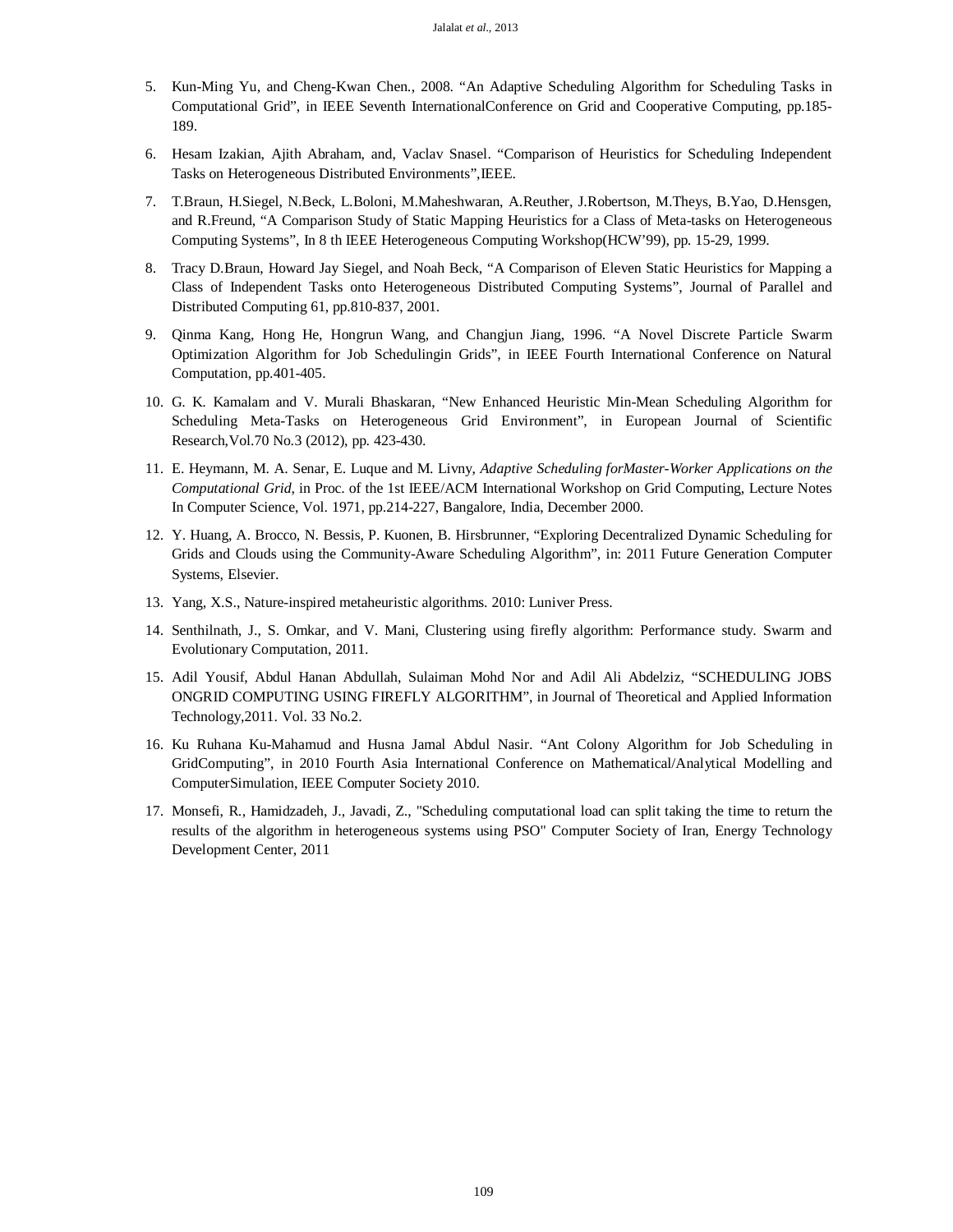5. Kun-Ming Yu, and Cheng-Kwan Chen., 2008. “An Adaptive Scheduling Algorithm for Scheduling Tasks in Computational Grid”, in IEEE Seventh InternationalConference on Grid and Cooperative Computing, pp.185-189.

6. Hesam Izakian, Ajith Abraham, and, Vaclav Snasel. “Comparison of Heuristics for Scheduling Independent Tasks on Heterogeneous Distributed Environments”,IEEE.

7. T.Braun, H.Siegel, N.Beck, L.Boloni, M.Maheshwaran, A.Reuther, J.Robertson, M.Theys, B.Yao, D.Hensgen, and R.Freund, “A Comparison Study of Static Mapping Heuristics for a Class of Meta-tasks on Heterogeneous Computing Systems”, In 8 th IEEE Heterogeneous Computing Workshop(HCW’99), pp. 15-29, 1999.

8. Tracy D.Braun, Howard Jay Siegel, and Noah Beck, “A Comparison of Eleven Static Heuristics for Mapping a Class of Independent Tasks onto Heterogeneous Distributed Computing Systems”, Journal of Parallel and Distributed Computing 61, pp.810-837, 2001.

9. Qinma Kang, Hong He, Hongrun Wang, and Changjun Jiang, 1996. “A Novel Discrete Particle Swarm Optimization Algorithm for Job Schedulingin Grids”, in IEEE Fourth International Conference on Natural Computation, pp.401-405.

10. G. K. Kamalam and V. Murali Bhaskaran, “New Enhanced Heuristic Min-Mean Scheduling Algorithm for Scheduling Meta-Tasks on Heterogeneous Grid Environment”, in European Journal of Scientific Research,Vol.70 No.3 (2012), pp. 423-430.

11. E. Heymann, M. A. Senar, E. Luque and M. Livny, *Adaptive Scheduling forMaster-Worker Applications on the Computational Grid*, in Proc. of the 1st IEEE/ACM International Workshop on Grid Computing, Lecture Notes In Computer Science, Vol. 1971, pp.214-227, Bangalore, India, December 2000.

12. Y. Huang, A. Brocco, N. Bessis, P. Kuonen, B. Hirsbrunner, “Exploring Decentralized Dynamic Scheduling for Grids and Clouds using the Community-Aware Scheduling Algorithm”, in: 2011 Future Generation Computer Systems, Elsevier.

13. Yang, X.S., Nature-inspired metaheuristic algorithms. 2010: Luniver Press.

14. Senthilnath, J., S. Omkar, and V. Mani, Clustering using firefly algorithm: Performance study. Swarm and Evolutionary Computation, 2011.

15. Adil Yousif, Abdul Hanan Abdullah, Sulaiman Mohd Nor and Adil Ali Abdelziz, “SCHEDULING JOBS ONGRID COMPUTING USING FIREFLY ALGORITHM”, in Journal of Theoretical and Applied Information Technology,2011. Vol. 33 No.2.

16. Ku Ruhana Ku-Mahamud and Husna Jamal Abdul Nasir. “Ant Colony Algorithm for Job Scheduling in GridComputing”, in 2010 Fourth Asia International Conference on Mathematical/Analytical Modelling and ComputerSimulation, IEEE Computer Society 2010.

17. Monsefi, R., Hamidzadeh, J., Javadi, Z., "Scheduling computational load can split taking the time to return the results of the algorithm in heterogeneous systems using PSO" Computer Society of Iran, Energy Technology Development Center, 2011